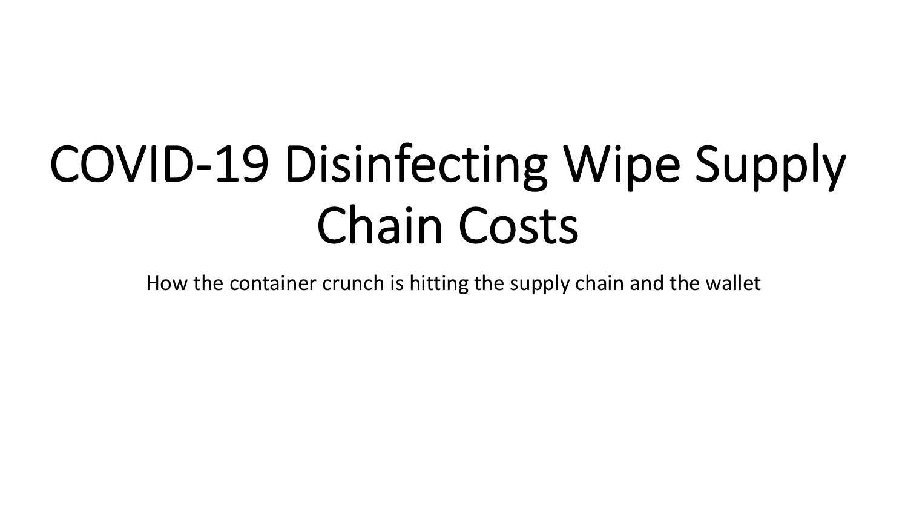# COVID-19 Disinfecting Wipe Supply Chain Costs

How the container crunch is hitting the supply chain and the wallet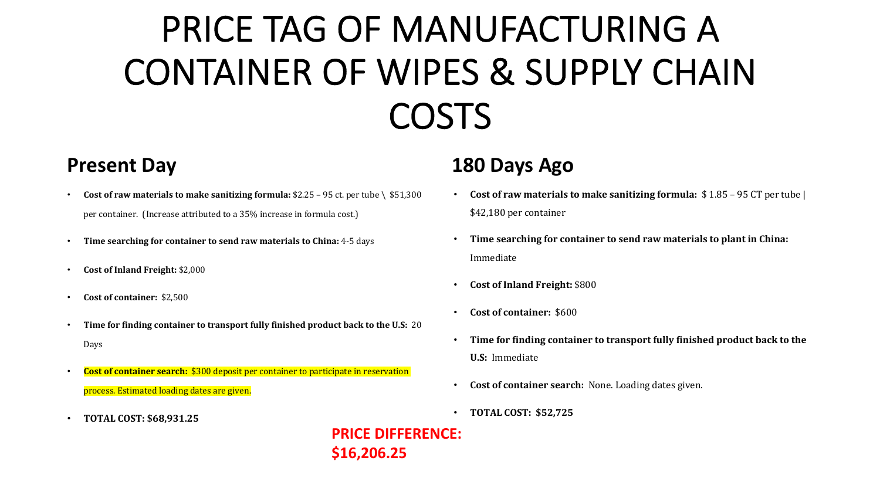# PRICE TAG OF MANUFACTURING A CONTAINER OF WIPES & SUPPLY CHAIN COSTS

## Present Day

- **Cost of raw materials to make sanitizing formula:** $2.25 – 95 ct. per tube \ $51,300 per container. (Increase attributed to a 35% increase in formula cost.)
- **Time searching for container to send raw materials to China:** 4-5 days
- **Cost of Inland Freight:** $2,000
- **Cost of container:** $2,500
- **Time for finding container to transport fully finished product back to the U.S:** 20 Days
- **Cost of container search:** $300 deposit per container to participate in reservation process. Estimated loading dates are given.
- **TOTAL COST: $68,931.25**

## 180 Days Ago

- **Cost of raw materials to make sanitizing formula:** $ 1.85 – 95 CT per tube | $42,180 per container
- **Time searching for container to send raw materials to plant in China:** Immediate
- **Cost of Inland Freight:** $800
- **Cost of container:** $600
- **Time for finding container to transport fully finished product back to the U.S:** Immediate
- **Cost of container search:** None. Loading dates given.
- **TOTAL COST: $52,725**

**PRICE DIFFERENCE: $16,206.25**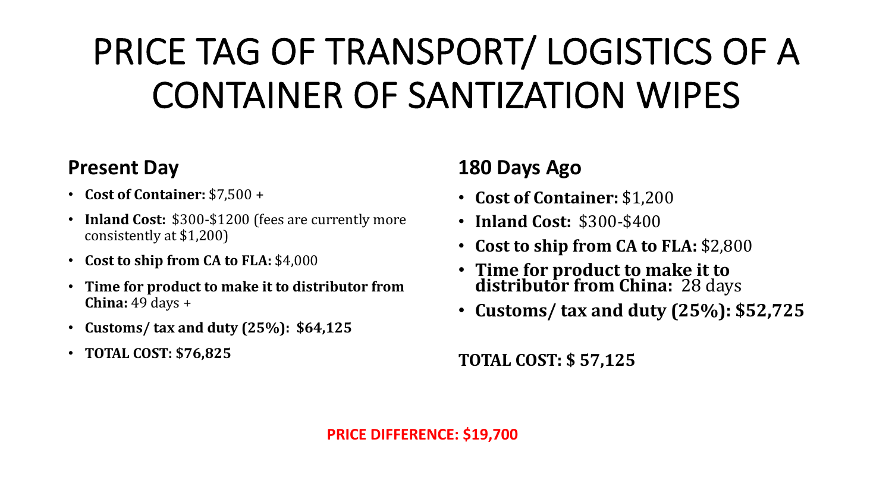# PRICE TAG OF TRANSPORT/ LOGISTICS OF A CONTAINER OF SANTIZATION WIPES

## Present Day

- **Cost of Container:** $7,500 +
- **Inland Cost:** $300-$1200 (fees are currently more consistently at $1,200)
- **Cost to ship from CA to FLA:** $4,000
- **Time for product to make it to distributor from China:** 49 days +
- **Customs/ tax and duty (25%): $64,125**
- **TOTAL COST: $76,825**

## 180 Days Ago

- **Cost of Container:** $1,200
- **Inland Cost:** $300-$400
- **Cost to ship from CA to FLA:** $2,800
- **Time for product to make it to distributor from China:** 28 days
- **Customs/ tax and duty (25%): $52,725**

**TOTAL COST: $ 57,125**

**PRICE DIFFERENCE: $19,700**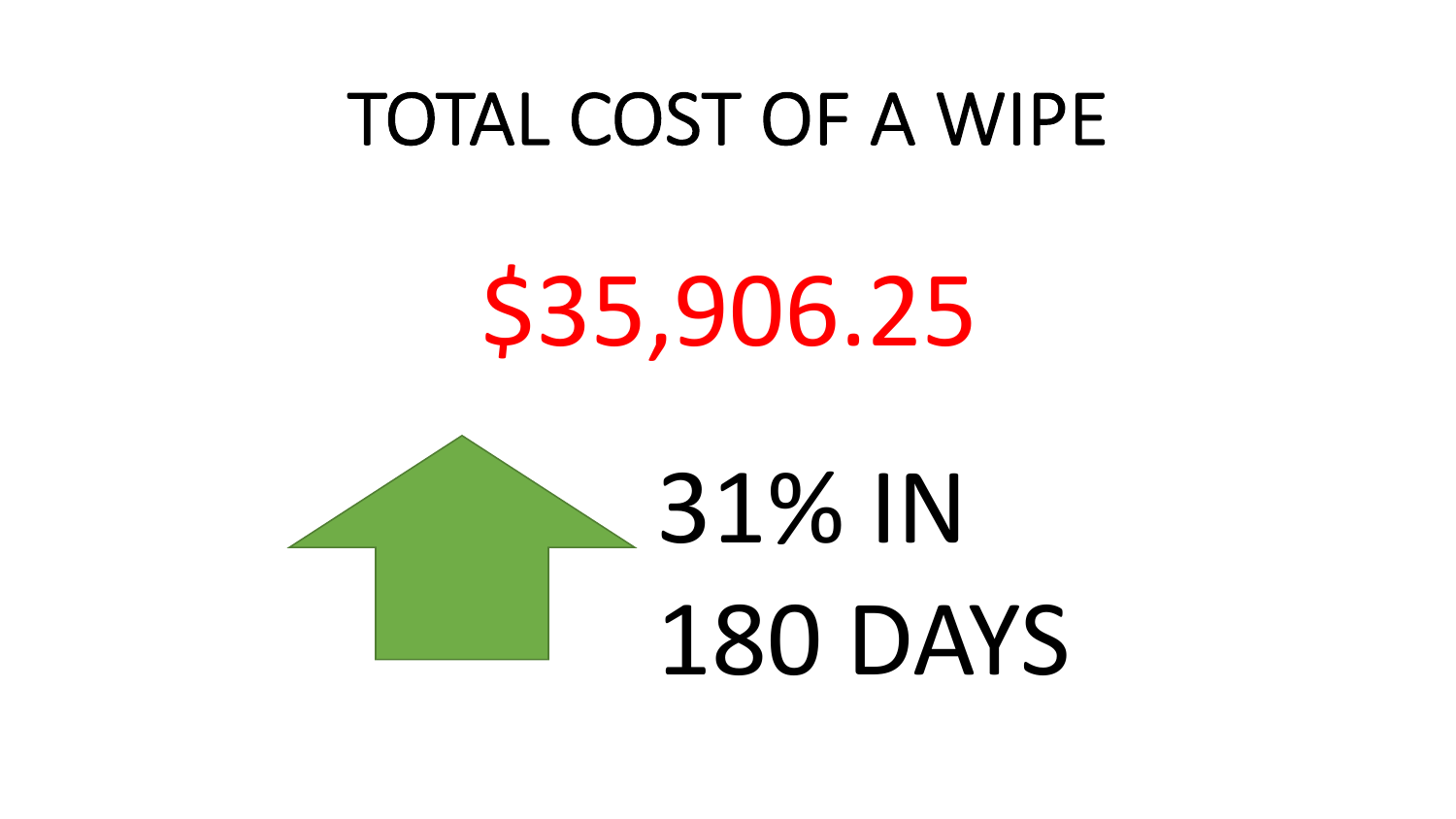# TOTAL COST OF A WIPE

$35,906.25

31% IN
180 DAYS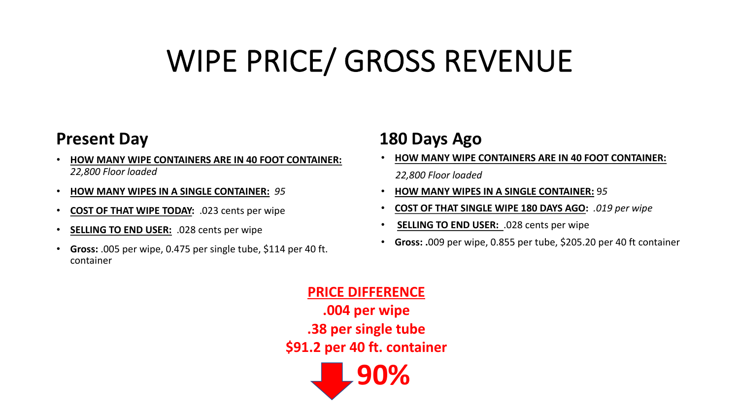# WIPE PRICE/ GROSS REVENUE

## Present Day

- **HOW MANY WIPE CONTAINERS ARE IN 40 FOOT CONTAINER:** *22,800 Floor loaded*
- **HOW MANY WIPES IN A SINGLE CONTAINER:** *95*
- **COST OF THAT WIPE TODAY:** .023 cents per wipe
- **SELLING TO END USER:** .028 cents per wipe
- **Gross:** .005 per wipe, 0.475 per single tube, $114 per 40 ft. container

## 180 Days Ago

- **HOW MANY WIPE CONTAINERS ARE IN 40 FOOT CONTAINER:** *22,800 Floor loaded*
- **HOW MANY WIPES IN A SINGLE CONTAINER:** 9*5*
- **COST OF THAT SINGLE WIPE 180 DAYS AGO:** *.019 per wipe*
- **SELLING TO END USER:** .028 cents per wipe
- **Gross: .**009 per wipe, 0.855 per tube, $205.20 per 40 ft container

**PRICE DIFFERENCE**

**.004 per wipe**

**.38 per single tube**

**$91.2 per 40 ft. container**

**90%**